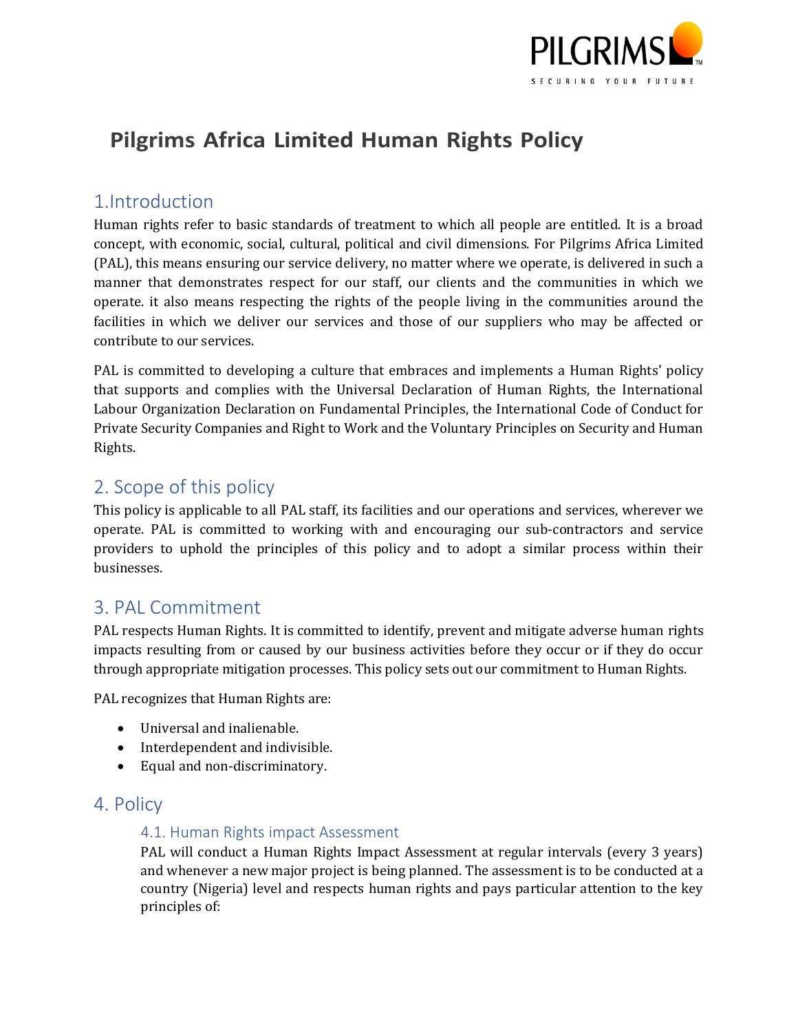# Pilgrims Africa Limited Human Rights Policy

## 1.Introduction

Human rights refer to basic standards of treatment to which all people are entitled. It is a broad concept, with economic, social, cultural, political and civil dimensions. For Pilgrims Africa Limited (PAL), this means ensuring our service delivery, no matter where we operate, is delivered in such a manner that demonstrates respect for our staff, our clients and the communities in which we operate. it also means respecting the rights of the people living in the communities around the facilities in which we deliver our services and those of our suppliers who may be affected or contribute to our services.

PAL is committed to developing a culture that embraces and implements a Human Rights' policy that supports and complies with the Universal Declaration of Human Rights, the International Labour Organization Declaration on Fundamental Principles, the International Code of Conduct for Private Security Companies and Right to Work and the Voluntary Principles on Security and Human Rights.

## 2. Scope of this policy

This policy is applicable to all PAL staff, its facilities and our operations and services, wherever we operate. PAL is committed to working with and encouraging our sub-contractors and service providers to uphold the principles of this policy and to adopt a similar process within their businesses.

## 3. PAL Commitment

PAL respects Human Rights. It is committed to identify, prevent and mitigate adverse human rights impacts resulting from or caused by our business activities before they occur or if they do occur through appropriate mitigation processes. This policy sets out our commitment to Human Rights.

PAL recognizes that Human Rights are:

- Universal and inalienable.
- Interdependent and indivisible.
- Equal and non-discriminatory.

## 4. Policy

### 4.1. Human Rights impact Assessment

PAL will conduct a Human Rights Impact Assessment at regular intervals (every 3 years) and whenever a new major project is being planned. The assessment is to be conducted at a country (Nigeria) level and respects human rights and pays particular attention to the key principles of: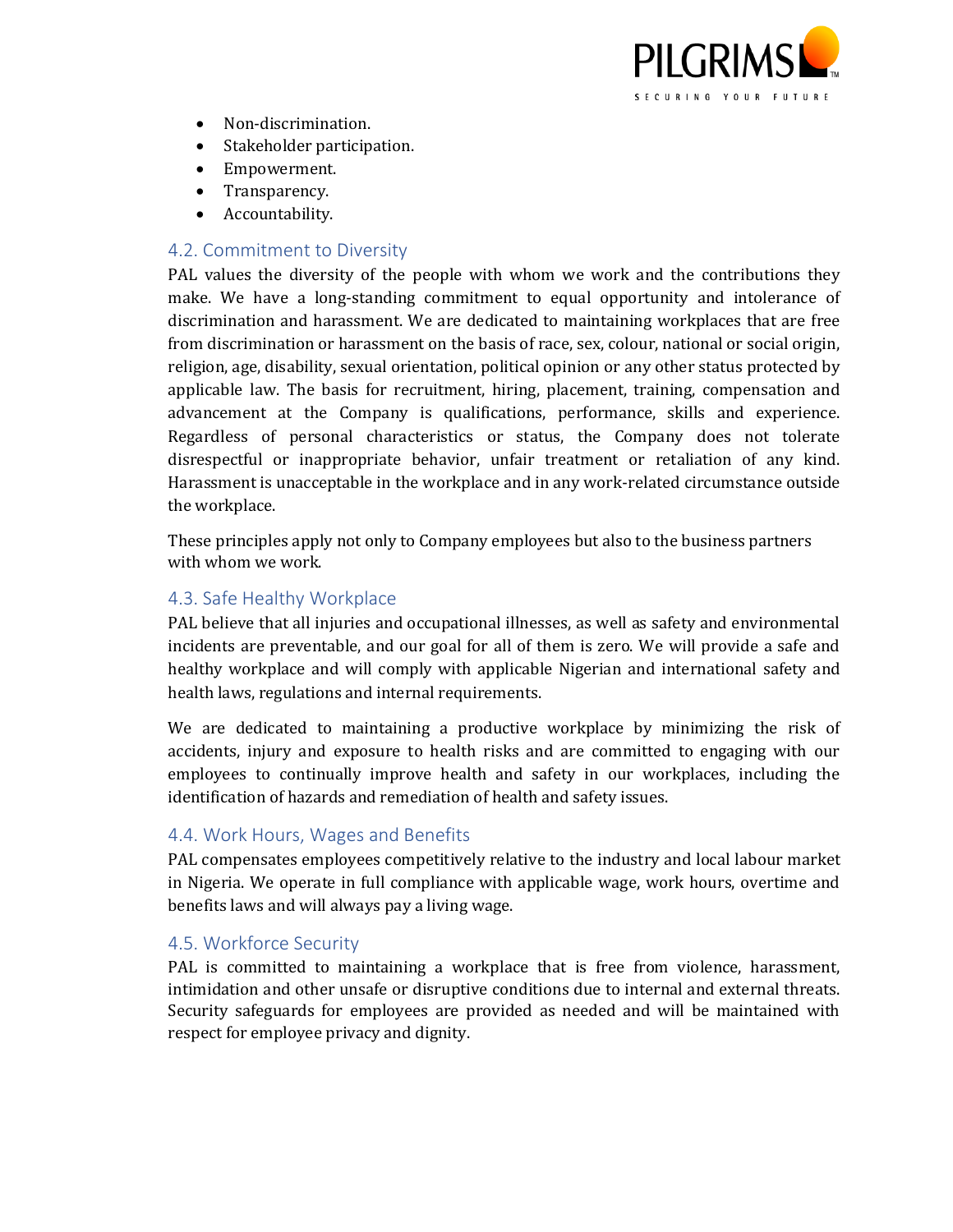- Non-discrimination.
- Stakeholder participation.
- Empowerment.
- Transparency.
- Accountability.

## 4.2. Commitment to Diversity

PAL values the diversity of the people with whom we work and the contributions they make. We have a long-standing commitment to equal opportunity and intolerance of discrimination and harassment. We are dedicated to maintaining workplaces that are free from discrimination or harassment on the basis of race, sex, colour, national or social origin, religion, age, disability, sexual orientation, political opinion or any other status protected by applicable law. The basis for recruitment, hiring, placement, training, compensation and advancement at the Company is qualifications, performance, skills and experience. Regardless of personal characteristics or status, the Company does not tolerate disrespectful or inappropriate behavior, unfair treatment or retaliation of any kind. Harassment is unacceptable in the workplace and in any work-related circumstance outside the workplace.

These principles apply not only to Company employees but also to the business partners with whom we work.

## 4.3. Safe Healthy Workplace

PAL believe that all injuries and occupational illnesses, as well as safety and environmental incidents are preventable, and our goal for all of them is zero. We will provide a safe and healthy workplace and will comply with applicable Nigerian and international safety and health laws, regulations and internal requirements.

We are dedicated to maintaining a productive workplace by minimizing the risk of accidents, injury and exposure to health risks and are committed to engaging with our employees to continually improve health and safety in our workplaces, including the identification of hazards and remediation of health and safety issues.

## 4.4. Work Hours, Wages and Benefits

PAL compensates employees competitively relative to the industry and local labour market in Nigeria. We operate in full compliance with applicable wage, work hours, overtime and benefits laws and will always pay a living wage.

## 4.5. Workforce Security

PAL is committed to maintaining a workplace that is free from violence, harassment, intimidation and other unsafe or disruptive conditions due to internal and external threats. Security safeguards for employees are provided as needed and will be maintained with respect for employee privacy and dignity.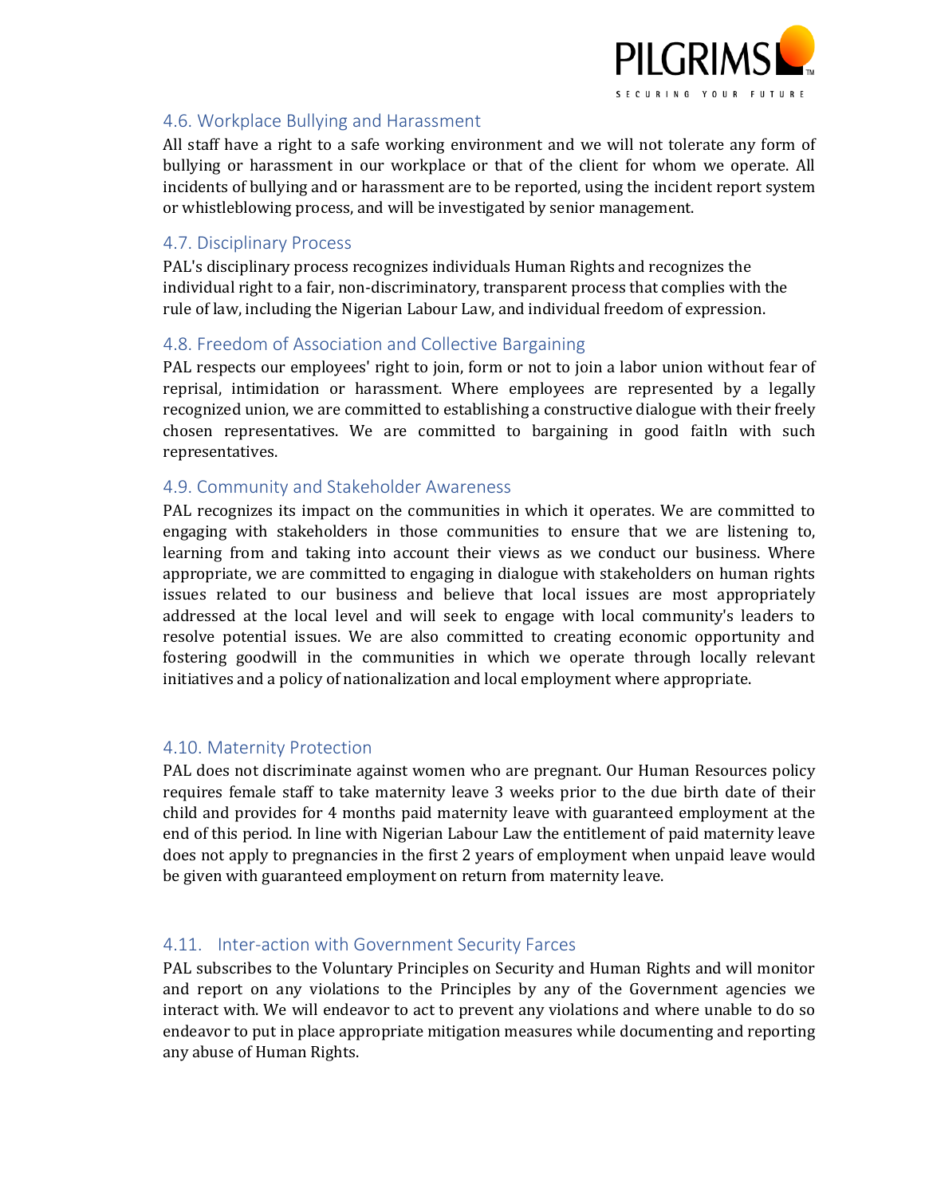## 4.6. Workplace Bullying and Harassment

All staff have a right to a safe working environment and we will not tolerate any form of bullying or harassment in our workplace or that of the client for whom we operate. All incidents of bullying and or harassment are to be reported, using the incident report system or whistleblowing process, and will be investigated by senior management.

## 4.7. Disciplinary Process

PAL's disciplinary process recognizes individuals Human Rights and recognizes the individual right to a fair, non-discriminatory, transparent process that complies with the rule of law, including the Nigerian Labour Law, and individual freedom of expression.

## 4.8. Freedom of Association and Collective Bargaining

PAL respects our employees' right to join, form or not to join a labor union without fear of reprisal, intimidation or harassment. Where employees are represented by a legally recognized union, we are committed to establishing a constructive dialogue with their freely chosen representatives. We are committed to bargaining in good faitln with such representatives.

## 4.9. Community and Stakeholder Awareness

PAL recognizes its impact on the communities in which it operates. We are committed to engaging with stakeholders in those communities to ensure that we are listening to, learning from and taking into account their views as we conduct our business. Where appropriate, we are committed to engaging in dialogue with stakeholders on human rights issues related to our business and believe that local issues are most appropriately addressed at the local level and will seek to engage with local community's leaders to resolve potential issues. We are also committed to creating economic opportunity and fostering goodwill in the communities in which we operate through locally relevant initiatives and a policy of nationalization and local employment where appropriate.

## 4.10. Maternity Protection

PAL does not discriminate against women who are pregnant. Our Human Resources policy requires female staff to take maternity leave 3 weeks prior to the due birth date of their child and provides for 4 months paid maternity leave with guaranteed employment at the end of this period. In line with Nigerian Labour Law the entitlement of paid maternity leave does not apply to pregnancies in the first 2 years of employment when unpaid leave would be given with guaranteed employment on return from maternity leave.

## 4.11. Inter-action with Government Security Farces

PAL subscribes to the Voluntary Principles on Security and Human Rights and will monitor and report on any violations to the Principles by any of the Government agencies we interact with. We will endeavor to act to prevent any violations and where unable to do so endeavor to put in place appropriate mitigation measures while documenting and reporting any abuse of Human Rights.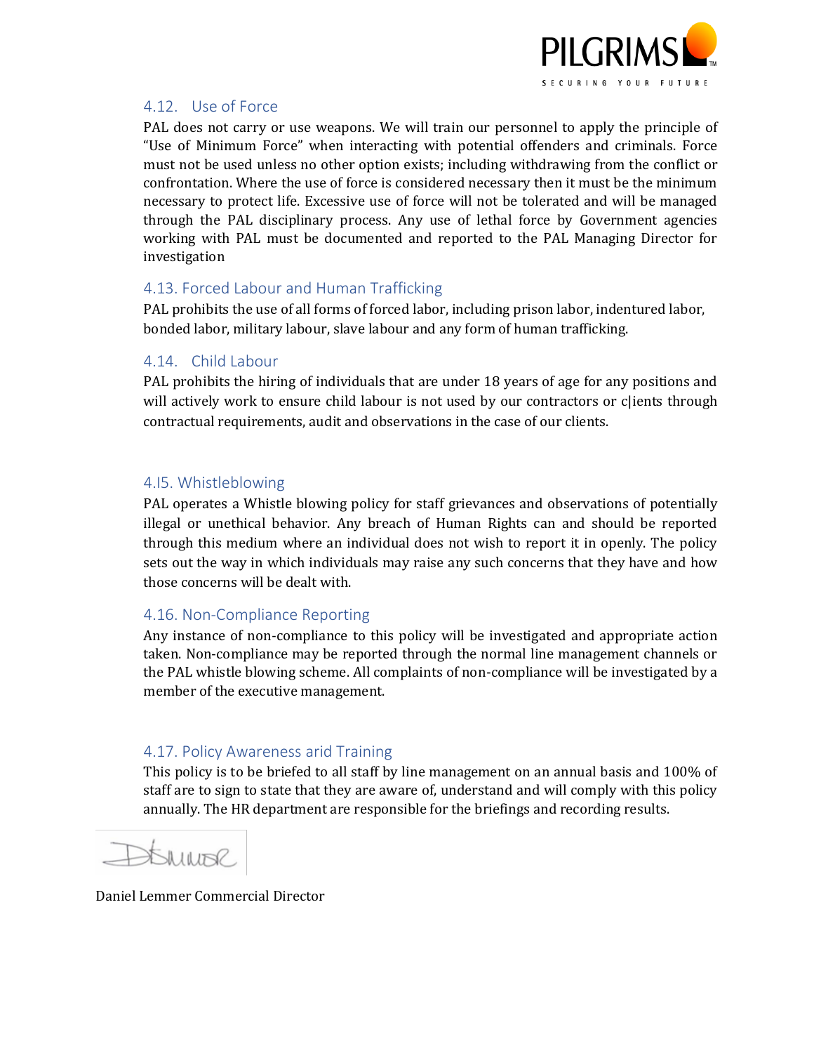## 4.12. Use of Force

PAL does not carry or use weapons. We will train our personnel to apply the principle of "Use of Minimum Force" when interacting with potential offenders and criminals. Force must not be used unless no other option exists; including withdrawing from the conflict or confrontation. Where the use of force is considered necessary then it must be the minimum necessary to protect life. Excessive use of force will not be tolerated and will be managed through the PAL disciplinary process. Any use of lethal force by Government agencies working with PAL must be documented and reported to the PAL Managing Director for investigation

## 4.13. Forced Labour and Human Trafficking

PAL prohibits the use of all forms of forced labor, including prison labor, indentured labor, bonded labor, military labour, slave labour and any form of human trafficking.

## 4.14. Child Labour

PAL prohibits the hiring of individuals that are under 18 years of age for any positions and will actively work to ensure child labour is not used by our contractors or c|ients through contractual requirements, audit and observations in the case of our clients.

## 4.I5. Whistleblowing

PAL operates a Whistle blowing policy for staff grievances and observations of potentially illegal or unethical behavior. Any breach of Human Rights can and should be reported through this medium where an individual does not wish to report it in openly. The policy sets out the way in which individuals may raise any such concerns that they have and how those concerns will be dealt with.

## 4.16. Non-Compliance Reporting

Any instance of non-compliance to this policy will be investigated and appropriate action taken. Non-compliance may be reported through the normal line management channels or the PAL whistle blowing scheme. All complaints of non-compliance will be investigated by a member of the executive management.

## 4.17. Policy Awareness arid Training

This policy is to be briefed to all staff by line management on an annual basis and 100% of staff are to sign to state that they are aware of, understand and will comply with this policy annually. The HR department are responsible for the briefings and recording results.

Daniel Lemmer Commercial Director